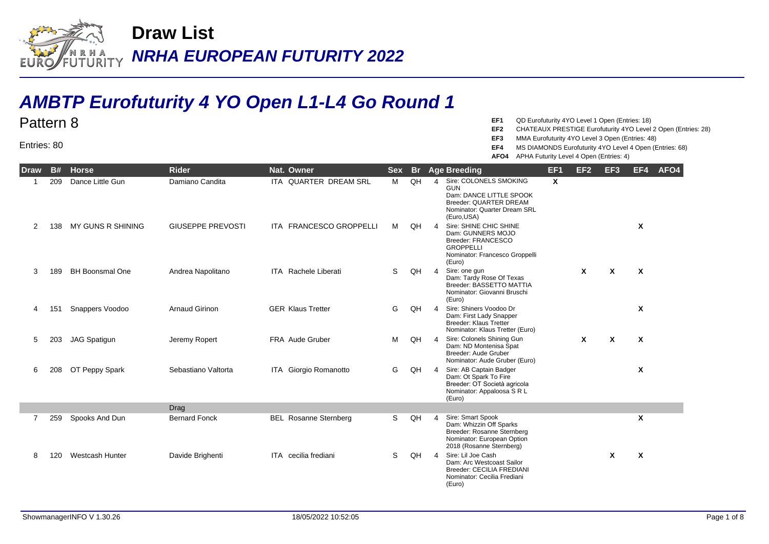# Draw List

## *NRHA EUROPEAN FUTURITY 2022*

## *AMBTP Eurofuturity 4 YO Open L1-L4 Go Round 1*

Pattern 8

Entries: 80

**EF1** QD Eurofuturity 4YO Level 1 Open (Entries: 18)
**EF2** CHATEAUX PRESTIGE Eurofuturity 4YO Level 2 Open (Entries: 28)
**EF3** MMA Eurofuturity 4YO Level 3 Open (Entries: 48)
**EF4** MS DIAMONDS Eurofuturity 4YO Level 4 Open (Entries: 68)
**AFO4** APHA Futurity Level 4 Open (Entries: 4)

| Draw | B# | Horse | Rider | Nat. | Owner | Sex | Br | Age | Breeding | EF1 | EF2 | EF3 | EF4 | AFO4 |
|---|---|---|---|---|---|---|---|---|---|---|---|---|---|---|
| 1 | 209 | Dance Little Gun | Damiano Candita | ITA | QUARTER DREAM SRL | M | QH | 4 | Sire: COLONELS SMOKING GUN<br>Dam: DANCE LITTLE SPOOK<br>Breeder: QUARTER DREAM<br>Nominator: Quarter Dream SRL (Euro,USA) | X | | | | |
| 2 | 138 | MY GUNS R SHINING | GIUSEPPE PREVOSTI | ITA | FRANCESCO GROPPELLI | M | QH | 4 | Sire: SHINE CHIC SHINE<br>Dam: GUNNERS MOJO<br>Breeder: FRANCESCO GROPPELLI<br>Nominator: Francesco Groppelli (Euro) | | | | X | |
| 3 | 189 | BH Boonsmal One | Andrea Napolitano | ITA | Rachele Liberati | S | QH | 4 | Sire: one gun<br>Dam: Tardy Rose Of Texas<br>Breeder: BASSETTO MATTIA<br>Nominator: Giovanni Bruschi (Euro) | | X | X | X | |
| 4 | 151 | Snappers Voodoo | Arnaud Girinon | GER | Klaus Tretter | G | QH | 4 | Sire: Shiners Voodoo Dr<br>Dam: First Lady Snapper<br>Breeder: Klaus Tretter<br>Nominator: Klaus Tretter (Euro) | | | | X | |
| 5 | 203 | JAG Spatigun | Jeremy Ropert | FRA | Aude Gruber | M | QH | 4 | Sire: Colonels Shining Gun<br>Dam: ND Montenisa Spat<br>Breeder: Aude Gruber<br>Nominator: Aude Gruber (Euro) | | X | X | X | |
| 6 | 208 | OT Peppy Spark | Sebastiano Valtorta | ITA | Giorgio Romanotto | G | QH | 4 | Sire: AB Captain Badger<br>Dam: Ot Spark To Fire<br>Breeder: OT Società agricola<br>Nominator: Appaloosa S R L (Euro) | | | | X | |
| | | | Drag | | | | | | | | | | | |
| 7 | 259 | Spooks And Dun | Bernard Fonck | BEL | Rosanne Sternberg | S | QH | 4 | Sire: Smart Spook<br>Dam: Whizzin Off Sparks<br>Breeder: Rosanne Sternberg<br>Nominator: European Option 2018 (Rosanne Sternberg) | | | | X | |
| 8 | 120 | Westcash Hunter | Davide Brighenti | ITA | cecilia frediani | S | QH | 4 | Sire: Lil Joe Cash<br>Dam: Arc Westcoast Sailor<br>Breeder: CECILIA FREDIANI<br>Nominator: Cecilia Frediani (Euro) | | | X | X | |

ShowmanagerINFO V 1.30.26 18/05/2022 10:52:05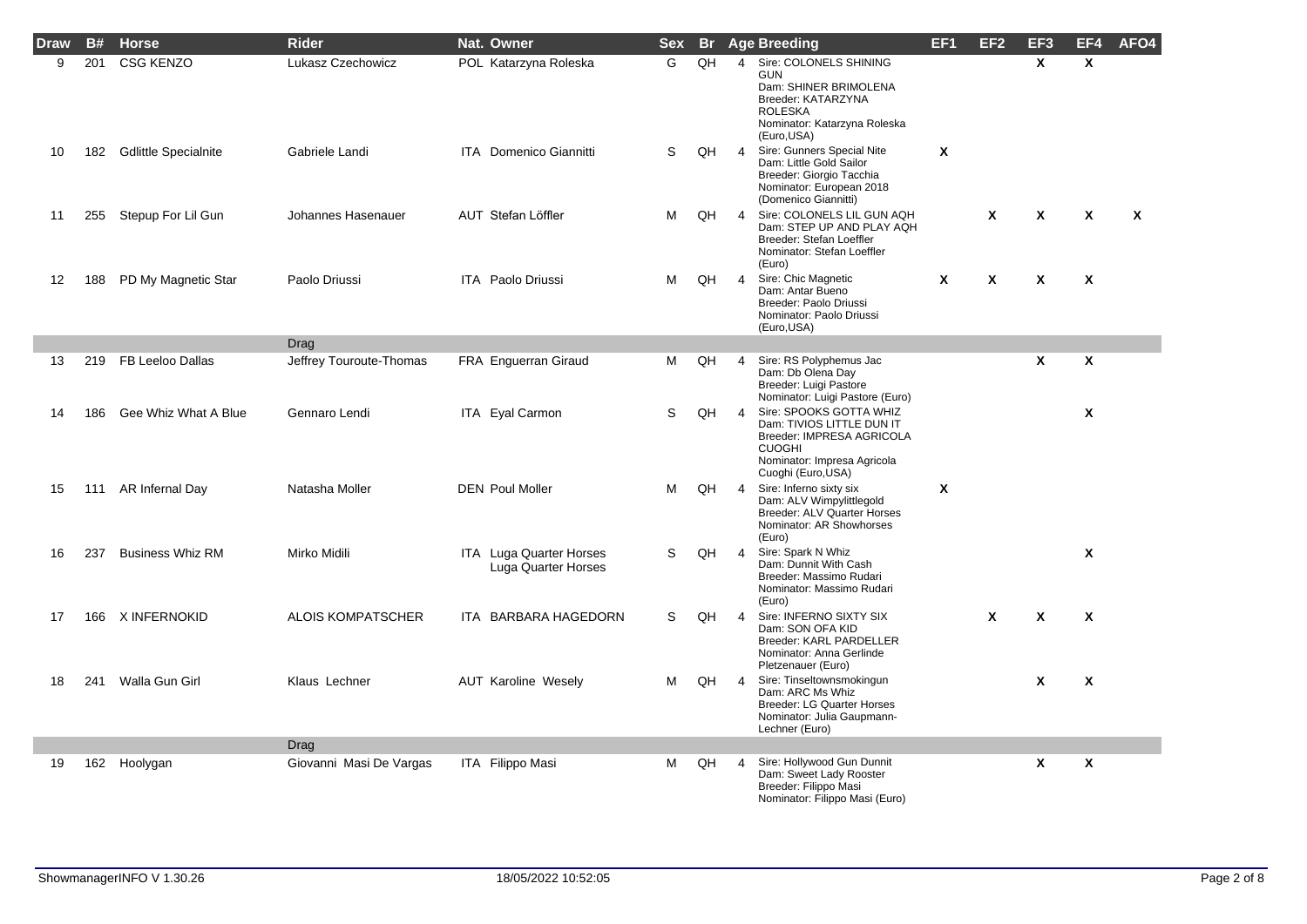| Draw | B# | Horse | Rider | Nat. | Owner | Sex | Br | Age | Breeding | EF1 | EF2 | EF3 | EF4 | AFO4 |
|---|---|---|---|---|---|---|---|---|---|---|---|---|---|---|
| 9 | 201 | CSG KENZO | Lukasz Czechowicz | POL | Katarzyna Roleska | G | QH | 4 | Sire: COLONELS SHINING GUN<br>Dam: SHINER BRIMOLENA<br>Breeder: KATARZYNA ROLESKA<br>Nominator: Katarzyna Roleska (Euro,USA) | | | X | X | |
| 10 | 182 | Gdlittle Specialnite | Gabriele Landi | ITA | Domenico Giannitti | S | QH | 4 | Sire: Gunners Special Nite<br>Dam: Little Gold Sailor<br>Breeder: Giorgio Tacchia<br>Nominator: European 2018 (Domenico Giannitti) | X | | | | |
| 11 | 255 | Stepup For Lil Gun | Johannes Hasenauer | AUT | Stefan Löffler | M | QH | 4 | Sire: COLONELS LIL GUN AQH<br>Dam: STEP UP AND PLAY AQH<br>Breeder: Stefan Loeffler<br>Nominator: Stefan Loeffler (Euro) | | X | X | X | X |
| 12 | 188 | PD My Magnetic Star | Paolo Driussi | ITA | Paolo Driussi | M | QH | 4 | Sire: Chic Magnetic<br>Dam: Antar Bueno<br>Breeder: Paolo Driussi<br>Nominator: Paolo Driussi (Euro,USA) | X | X | X | X | |
| | | | Drag | | | | | | | | | | | |
| 13 | 219 | FB Leeloo Dallas | Jeffrey Touroute-Thomas | FRA | Enguerran Giraud | M | QH | 4 | Sire: RS Polyphemus Jac<br>Dam: Db Olena Day<br>Breeder: Luigi Pastore<br>Nominator: Luigi Pastore (Euro) | | | X | X | |
| 14 | 186 | Gee Whiz What A Blue | Gennaro Lendi | ITA | Eyal Carmon | S | QH | 4 | Sire: SPOOKS GOTTA WHIZ<br>Dam: TIVIOS LITTLE DUN IT<br>Breeder: IMPRESA AGRICOLA CUOGHI<br>Nominator: Impresa Agricola Cuoghi (Euro,USA) | | | | X | |
| 15 | 111 | AR Infernal Day | Natasha Moller | DEN | Poul Moller | M | QH | 4 | Sire: Inferno sixty six<br>Dam: ALV Wimpylittlegold<br>Breeder: ALV Quarter Horses<br>Nominator: AR Showhorses (Euro) | X | | | | |
| 16 | 237 | Business Whiz RM | Mirko Midili | ITA | Luga Quarter Horses<br>Luga Quarter Horses | S | QH | 4 | Sire: Spark N Whiz<br>Dam: Dunnit With Cash<br>Breeder: Massimo Rudari<br>Nominator: Massimo Rudari (Euro) | | | | X | |
| 17 | 166 | X INFERNOKID | ALOIS KOMPATSCHER | ITA | BARBARA HAGEDORN | S | QH | 4 | Sire: INFERNO SIXTY SIX<br>Dam: SON OFA KID<br>Breeder: KARL PARDELLER<br>Nominator: Anna Gerlinde Pletzenauer (Euro) | | X | X | X | |
| 18 | 241 | Walla Gun Girl | Klaus Lechner | AUT | Karoline Wesely | M | QH | 4 | Sire: Tinseltownsmokingun<br>Dam: ARC Ms Whiz<br>Breeder: LG Quarter Horses<br>Nominator: Julia Gaupmann-Lechner (Euro) | | | X | X | |
| | | | Drag | | | | | | | | | | | |
| 19 | 162 | Hoolygan | Giovanni Masi De Vargas | ITA | Filippo Masi | M | QH | 4 | Sire: Hollywood Gun Dunnit<br>Dam: Sweet Lady Rooster<br>Breeder: Filippo Masi<br>Nominator: Filippo Masi (Euro) | | | X | X | |

ShowmanagerINFO V 1.30.26 18/05/2022 10:52:05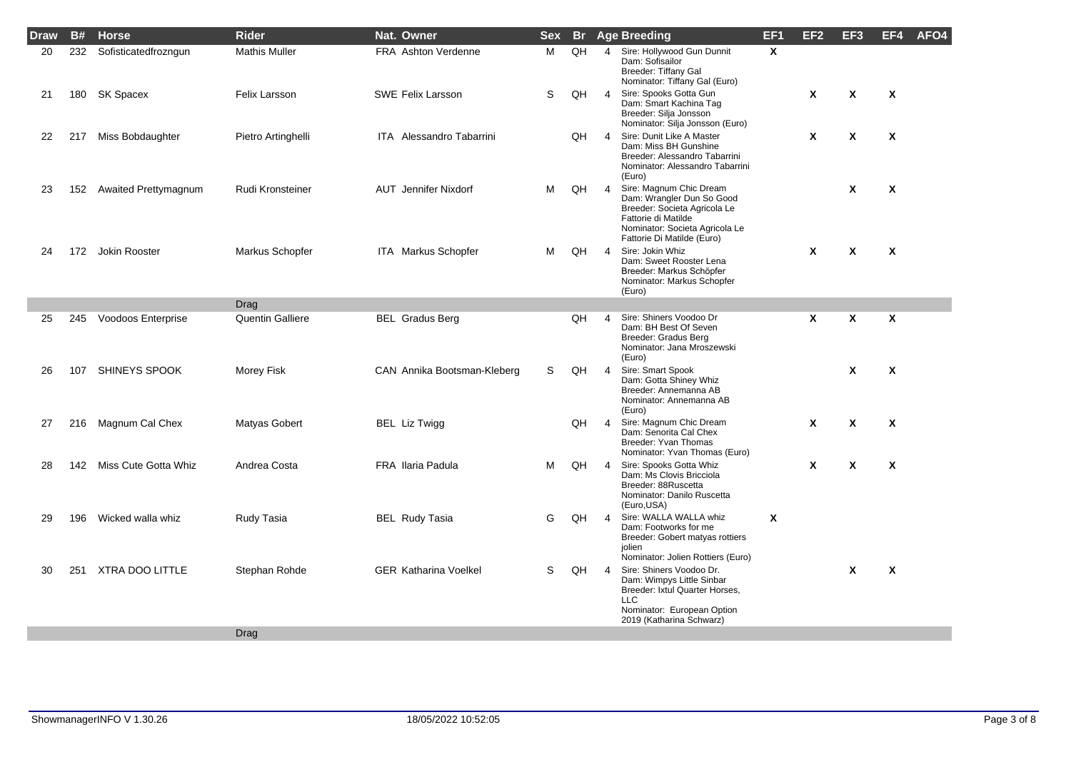| Draw | B# | Horse | Rider | Nat. | Owner | Sex | Br | Age | Breeding | EF1 | EF2 | EF3 | EF4 | AFO4 |
|---|---|---|---|---|---|---|---|---|---|---|---|---|---|---|
| 20 | 232 | Sofisticatedfrozngun | Mathis Muller | FRA | Ashton Verdenne | M | QH | 4 | Sire: Hollywood Gun Dunnit<br>Dam: Sofisailor<br>Breeder: Tiffany Gal<br>Nominator: Tiffany Gal (Euro) | X | | | | |
| 21 | 180 | SK Spacex | Felix Larsson | SWE | Felix Larsson | S | QH | 4 | Sire: Spooks Gotta Gun<br>Dam: Smart Kachina Tag<br>Breeder: Silja Jonsson<br>Nominator: Silja Jonsson (Euro) | | X | X | X | |
| 22 | 217 | Miss Bobdaughter | Pietro Artinghelli | ITA | Alessandro Tabarrini | | QH | 4 | Sire: Dunit Like A Master<br>Dam: Miss BH Gunshine<br>Breeder: Alessandro Tabarrini<br>Nominator: Alessandro Tabarrini (Euro) | | X | X | X | |
| 23 | 152 | Awaited Prettymagnum | Rudi Kronsteiner | AUT | Jennifer Nixdorf | M | QH | 4 | Sire: Magnum Chic Dream<br>Dam: Wrangler Dun So Good<br>Breeder: Societa Agricola Le Fattorie di Matilde<br>Nominator: Societa Agricola Le Fattorie Di Matilde (Euro) | | | X | X | |
| 24 | 172 | Jokin Rooster | Markus Schopfer | ITA | Markus Schopfer | M | QH | 4 | Sire: Jokin Whiz<br>Dam: Sweet Rooster Lena<br>Breeder: Markus Schöpfer<br>Nominator: Markus Schopfer (Euro) | | X | X | X | |
| | | | Drag | | | | | | | | | | | |
| 25 | 245 | Voodoos Enterprise | Quentin Galliere | BEL | Gradus Berg | | QH | 4 | Sire: Shiners Voodoo Dr<br>Dam: BH Best Of Seven<br>Breeder: Gradus Berg<br>Nominator: Jana Mroszewski (Euro) | | X | X | X | |
| 26 | 107 | SHINEYS SPOOK | Morey Fisk | CAN | Annika Bootsman-Kleberg | S | QH | 4 | Sire: Smart Spook<br>Dam: Gotta Shiney Whiz<br>Breeder: Annemanna AB<br>Nominator: Annemanna AB (Euro) | | | X | X | |
| 27 | 216 | Magnum Cal Chex | Matyas Gobert | BEL | Liz Twigg | | QH | 4 | Sire: Magnum Chic Dream<br>Dam: Senorita Cal Chex<br>Breeder: Yvan Thomas<br>Nominator: Yvan Thomas (Euro) | | X | X | X | |
| 28 | 142 | Miss Cute Gotta Whiz | Andrea Costa | FRA | Ilaria Padula | M | QH | 4 | Sire: Spooks Gotta Whiz<br>Dam: Ms Clovis Bricciola<br>Breeder: 88Ruscetta<br>Nominator: Danilo Ruscetta (Euro,USA) | | X | X | X | |
| 29 | 196 | Wicked walla whiz | Rudy Tasia | BEL | Rudy Tasia | G | QH | 4 | Sire: WALLA WALLA whiz<br>Dam: Footworks for me<br>Breeder: Gobert matyas rottiers jolien<br>Nominator: Jolien Rottiers (Euro) | X | | | | |
| 30 | 251 | XTRA DOO LITTLE | Stephan Rohde | GER | Katharina Voelkel | S | QH | 4 | Sire: Shiners Voodoo Dr.<br>Dam: Wimpys Little Sinbar<br>Breeder: Ixtul Quarter Horses, LLC<br>Nominator: European Option 2019 (Katharina Schwarz) | | | X | X | |
| | | | Drag | | | | | | | | | | | |

ShowmanagerINFO V 1.30.26 18/05/2022 10:52:05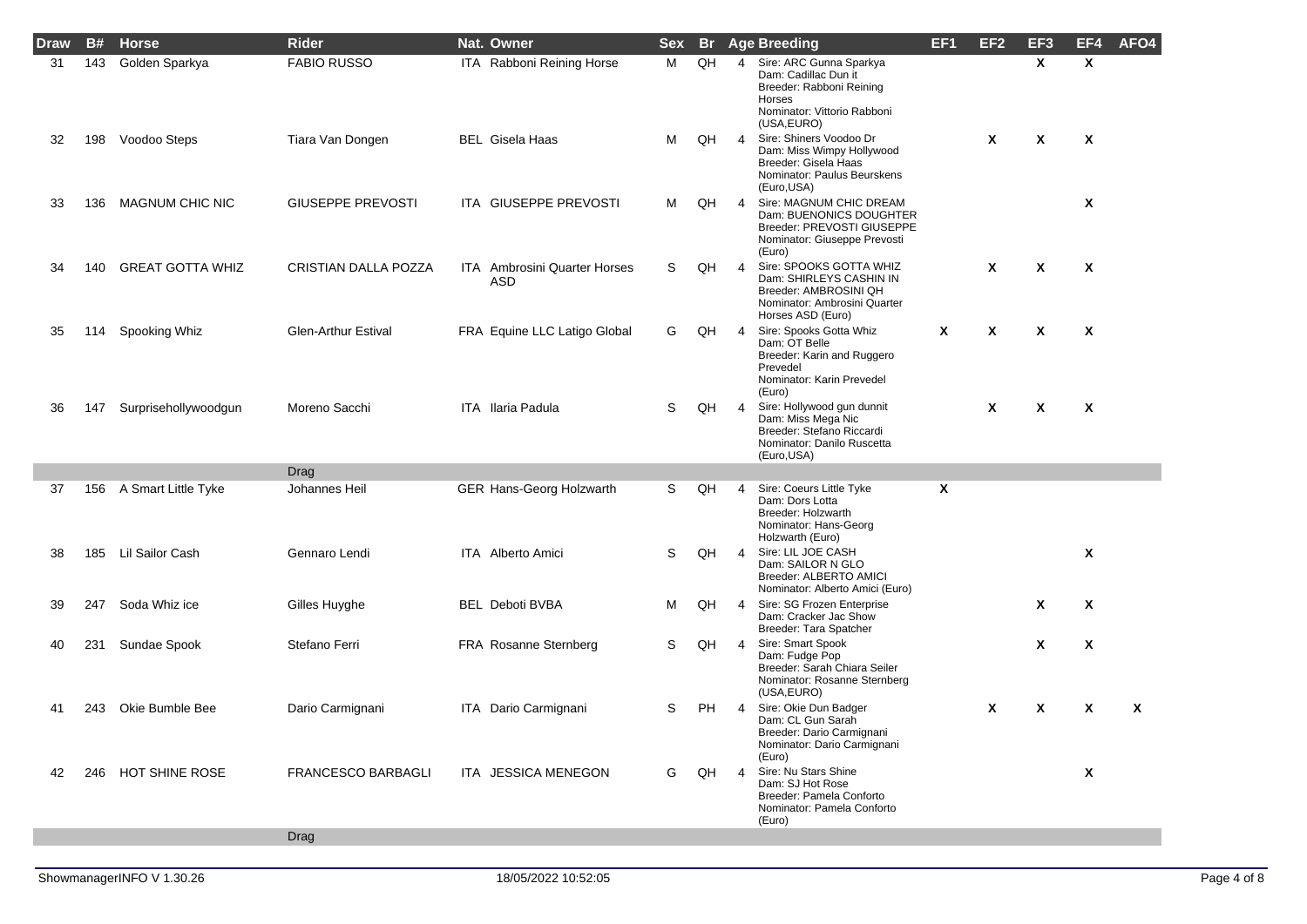| Draw | B# | Horse | Rider | Nat. | Owner | Sex | Br | Age | Breeding | EF1 | EF2 | EF3 | EF4 | AFO4 |
|---|---|---|---|---|---|---|---|---|---|---|---|---|---|---|
| 31 | 143 | Golden Sparkya | FABIO RUSSO | ITA | Rabboni Reining Horse | M | QH | 4 | Sire: ARC Gunna Sparkya Dam: Cadillac Dun it Breeder: Rabboni Reining Horses Nominator: Vittorio Rabboni (USA,EURO) | | | X | X | |
| 32 | 198 | Voodoo Steps | Tiara Van Dongen | BEL | Gisela Haas | M | QH | 4 | Sire: Shiners Voodoo Dr Dam: Miss Wimpy Hollywood Breeder: Gisela Haas Nominator: Paulus Beurskens (Euro,USA) | | X | X | X | |
| 33 | 136 | MAGNUM CHIC NIC | GIUSEPPE PREVOSTI | ITA | GIUSEPPE PREVOSTI | M | QH | 4 | Sire: MAGNUM CHIC DREAM Dam: BUENONICS DOUGHTER Breeder: PREVOSTI GIUSEPPE Nominator: Giuseppe Prevosti (Euro) | | | | X | |
| 34 | 140 | GREAT GOTTA WHIZ | CRISTIAN DALLA POZZA | ITA | Ambrosini Quarter Horses ASD | S | QH | 4 | Sire: SPOOKS GOTTA WHIZ Dam: SHIRLEYS CASHIN IN Breeder: AMBROSINI QH Nominator: Ambrosini Quarter Horses ASD (Euro) | | X | X | X | |
| 35 | 114 | Spooking Whiz | Glen-Arthur Estival | FRA | Equine LLC Latigo Global | G | QH | 4 | Sire: Spooks Gotta Whiz Dam: OT Belle Breeder: Karin and Ruggero Prevedel Nominator: Karin Prevedel (Euro) | X | X | X | X | |
| 36 | 147 | Surprisehollywoodgun | Moreno Sacchi | ITA | Ilaria Padula | S | QH | 4 | Sire: Hollywood gun dunnit Dam: Miss Mega Nic Breeder: Stefano Riccardi Nominator: Danilo Ruscetta (Euro,USA) | | X | X | X | |
| | | | Drag | | | | | | | | | | | |
| 37 | 156 | A Smart Little Tyke | Johannes Heil | GER | Hans-Georg Holzwarth | S | QH | 4 | Sire: Coeurs Little Tyke Dam: Dors Lotta Breeder: Holzwarth Nominator: Hans-Georg Holzwarth (Euro) | X | | | | |
| 38 | 185 | Lil Sailor Cash | Gennaro Lendi | ITA | Alberto Amici | S | QH | 4 | Sire: LIL JOE CASH Dam: SAILOR N GLO Breeder: ALBERTO AMICI Nominator: Alberto Amici (Euro) | | | | X | |
| 39 | 247 | Soda Whiz ice | Gilles Huyghe | BEL | Deboti BVBA | M | QH | 4 | Sire: SG Frozen Enterprise Dam: Cracker Jac Show Breeder: Tara Spatcher | | | X | X | |
| 40 | 231 | Sundae Spook | Stefano Ferri | FRA | Rosanne Sternberg | S | QH | 4 | Sire: Smart Spook Dam: Fudge Pop Breeder: Sarah Chiara Seiler Nominator: Rosanne Sternberg (USA,EURO) | | | X | X | |
| 41 | 243 | Okie Bumble Bee | Dario Carmignani | ITA | Dario Carmignani | S | PH | 4 | Sire: Okie Dun Badger Dam: CL Gun Sarah Breeder: Dario Carmignani Nominator: Dario Carmignani (Euro) | | X | X | X | X |
| 42 | 246 | HOT SHINE ROSE | FRANCESCO BARBAGLI | ITA | JESSICA MENEGON | G | QH | 4 | Sire: Nu Stars Shine Dam: SJ Hot Rose Breeder: Pamela Conforto Nominator: Pamela Conforto (Euro) | | | | X | |
| | | | Drag | | | | | | | | | | | |

ShowmanagerINFO V 1.30.26 — 18/05/2022 10:52:05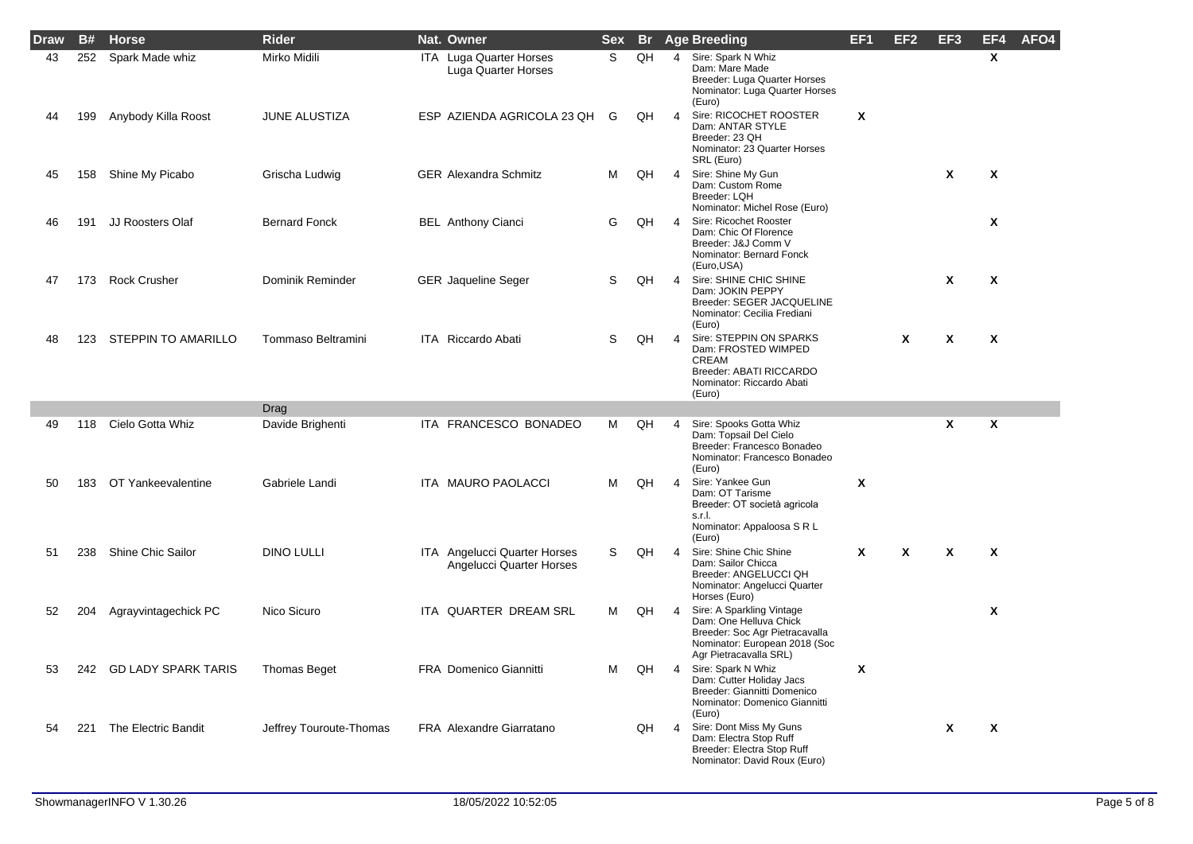| Draw | B# | Horse | Rider | Nat. | Owner | Sex | Br | Age | Breeding | EF1 | EF2 | EF3 | EF4 | AFO4 |
|---|---|---|---|---|---|---|---|---|---|---|---|---|---|---|
| 43 | 252 | Spark Made whiz | Mirko Midili | ITA | Luga Quarter Horses Luga Quarter Horses | S | QH | 4 | Sire: Spark N Whiz Dam: Mare Made Breeder: Luga Quarter Horses Nominator: Luga Quarter Horses (Euro) | | | | X | |
| 44 | 199 | Anybody Killa Roost | JUNE ALUSTIZA | ESP | AZIENDA AGRICOLA 23 QH | G | QH | 4 | Sire: RICOCHET ROOSTER Dam: ANTAR STYLE Breeder: 23 QH Nominator: 23 Quarter Horses SRL (Euro) | X | | | | |
| 45 | 158 | Shine My Picabo | Grischa Ludwig | GER | Alexandra Schmitz | M | QH | 4 | Sire: Shine My Gun Dam: Custom Rome Breeder: LQH Nominator: Michel Rose (Euro) | | | X | X | |
| 46 | 191 | JJ Roosters Olaf | Bernard Fonck | BEL | Anthony Cianci | G | QH | 4 | Sire: Ricochet Rooster Dam: Chic Of Florence Breeder: J&J Comm V Nominator: Bernard Fonck (Euro,USA) | | | | X | |
| 47 | 173 | Rock Crusher | Dominik Reminder | GER | Jaqueline Seger | S | QH | 4 | Sire: SHINE CHIC SHINE Dam: JOKIN PEPPY Breeder: SEGER JACQUELINE Nominator: Cecilia Frediani (Euro) | | | X | X | |
| 48 | 123 | STEPPIN TO AMARILLO | Tommaso Beltramini | ITA | Riccardo Abati | S | QH | 4 | Sire: STEPPIN ON SPARKS Dam: FROSTED WIMPED CREAM Breeder: ABATI RICCARDO Nominator: Riccardo Abati (Euro) | | X | X | X | |
| | | | Drag | | | | | | | | | | | |
| 49 | 118 | Cielo Gotta Whiz | Davide Brighenti | ITA | FRANCESCO BONADEO | M | QH | 4 | Sire: Spooks Gotta Whiz Dam: Topsail Del Cielo Breeder: Francesco Bonadeo Nominator: Francesco Bonadeo (Euro) | | | X | X | |
| 50 | 183 | OT Yankeevalentine | Gabriele Landi | ITA | MAURO PAOLACCI | M | QH | 4 | Sire: Yankee Gun Dam: OT Tarisme Breeder: OT società agricola s.r.l. Nominator: Appaloosa S R L (Euro) | X | | | | |
| 51 | 238 | Shine Chic Sailor | DINO LULLI | ITA | Angelucci Quarter Horses Angelucci Quarter Horses | S | QH | 4 | Sire: Shine Chic Shine Dam: Sailor Chicca Breeder: ANGELUCCI QH Nominator: Angelucci Quarter Horses (Euro) | X | X | X | X | |
| 52 | 204 | Agrayvintagechick PC | Nico Sicuro | ITA | QUARTER DREAM SRL | M | QH | 4 | Sire: A Sparkling Vintage Dam: One Helluva Chick Breeder: Soc Agr Pietracavalla Nominator: European 2018 (Soc Agr Pietracavalla SRL) | | | | X | |
| 53 | 242 | GD LADY SPARK TARIS | Thomas Beget | FRA | Domenico Giannitti | M | QH | 4 | Sire: Spark N Whiz Dam: Cutter Holiday Jacs Breeder: Giannitti Domenico Nominator: Domenico Giannitti (Euro) | X | | | | |
| 54 | 221 | The Electric Bandit | Jeffrey Touroute-Thomas | FRA | Alexandre Giarratano | | QH | 4 | Sire: Dont Miss My Guns Dam: Electra Stop Ruff Breeder: Electra Stop Ruff Nominator: David Roux (Euro) | | | X | X | |

ShowmanagerINFO V 1.30.26 18/05/2022 10:52:05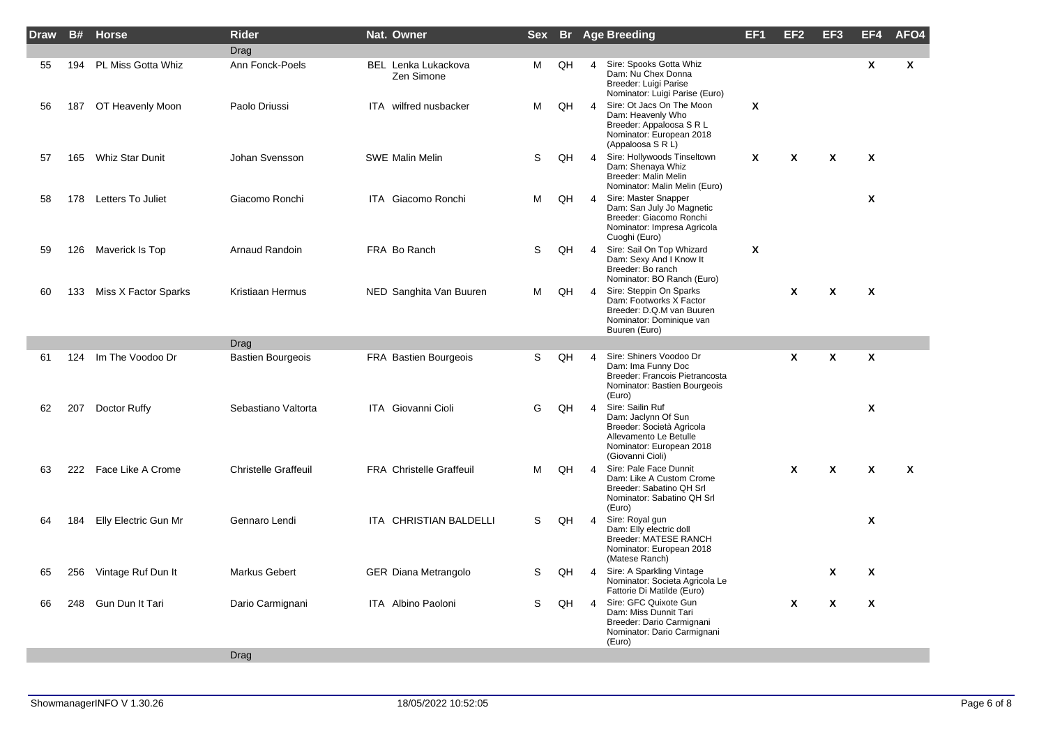| Draw | B# | Horse | Rider | Nat. | Owner | Sex | Br | Age | Breeding | EF1 | EF2 | EF3 | EF4 | AFO4 |
|---|---|---|---|---|---|---|---|---|---|---|---|---|---|---|
| | | | Drag | | | | | | | | | | | |
| 55 | 194 | PL Miss Gotta Whiz | Ann Fonck-Poels | BEL | Lenka Lukackova Zen Simone | M | QH | 4 | Sire: Spooks Gotta Whiz Dam: Nu Chex Donna Breeder: Luigi Parise Nominator: Luigi Parise (Euro) | | | | X | X |
| 56 | 187 | OT Heavenly Moon | Paolo Driussi | ITA | wilfred nusbacker | M | QH | 4 | Sire: Ot Jacs On The Moon Dam: Heavenly Who Breeder: Appaloosa S R L Nominator: European 2018 (Appaloosa S R L) | X | | | | |
| 57 | 165 | Whiz Star Dunit | Johan Svensson | SWE | Malin Melin | S | QH | 4 | Sire: Hollywoods Tinseltown Dam: Shenaya Whiz Breeder: Malin Melin Nominator: Malin Melin (Euro) | X | X | X | X | |
| 58 | 178 | Letters To Juliet | Giacomo Ronchi | ITA | Giacomo Ronchi | M | QH | 4 | Sire: Master Snapper Dam: San July Jo Magnetic Breeder: Giacomo Ronchi Nominator: Impresa Agricola Cuoghi (Euro) | | | | X | |
| 59 | 126 | Maverick Is Top | Arnaud Randoin | FRA | Bo Ranch | S | QH | 4 | Sire: Sail On Top Whizard Dam: Sexy And I Know It Breeder: Bo ranch Nominator: BO Ranch (Euro) | X | | | | |
| 60 | 133 | Miss X Factor Sparks | Kristiaan Hermus | NED | Sanghita Van Buuren | M | QH | 4 | Sire: Steppin On Sparks Dam: Footworks X Factor Breeder: D.Q.M van Buuren Nominator: Dominique van Buuren (Euro) | | X | X | X | |
| | | | Drag | | | | | | | | | | | |
| 61 | 124 | Im The Voodoo Dr | Bastien Bourgeois | FRA | Bastien Bourgeois | S | QH | 4 | Sire: Shiners Voodoo Dr Dam: Ima Funny Doc Breeder: Francois Pietrancosta Nominator: Bastien Bourgeois (Euro) | | X | X | X | |
| 62 | 207 | Doctor Ruffy | Sebastiano Valtorta | ITA | Giovanni Cioli | G | QH | 4 | Sire: Sailin Ruf Dam: Jaclynn Of Sun Breeder: Società Agricola Allevamento Le Betulle Nominator: European 2018 (Giovanni Cioli) | | | | X | |
| 63 | 222 | Face Like A Crome | Christelle Graffeuil | FRA | Christelle Graffeuil | M | QH | 4 | Sire: Pale Face Dunnit Dam: Like A Custom Crome Breeder: Sabatino QH Srl Nominator: Sabatino QH Srl (Euro) | | X | X | X | X |
| 64 | 184 | Elly Electric Gun Mr | Gennaro Lendi | ITA | CHRISTIAN BALDELLI | S | QH | 4 | Sire: Royal gun Dam: Elly electric doll Breeder: MATESE RANCH Nominator: European 2018 (Matese Ranch) | | | | X | |
| 65 | 256 | Vintage Ruf Dun It | Markus Gebert | GER | Diana Metrangolo | S | QH | 4 | Sire: A Sparkling Vintage Nominator: Societa Agricola Le Fattorie Di Matilde (Euro) | | | X | X | |
| 66 | 248 | Gun Dun It Tari | Dario Carmignani | ITA | Albino Paoloni | S | QH | 4 | Sire: GFC Quixote Gun Dam: Miss Dunnit Tari Breeder: Dario Carmignani Nominator: Dario Carmignani (Euro) | | X | X | X | |
| | | | Drag | | | | | | | | | | | |

ShowmanagerINFO V 1.30.26 18/05/2022 10:52:05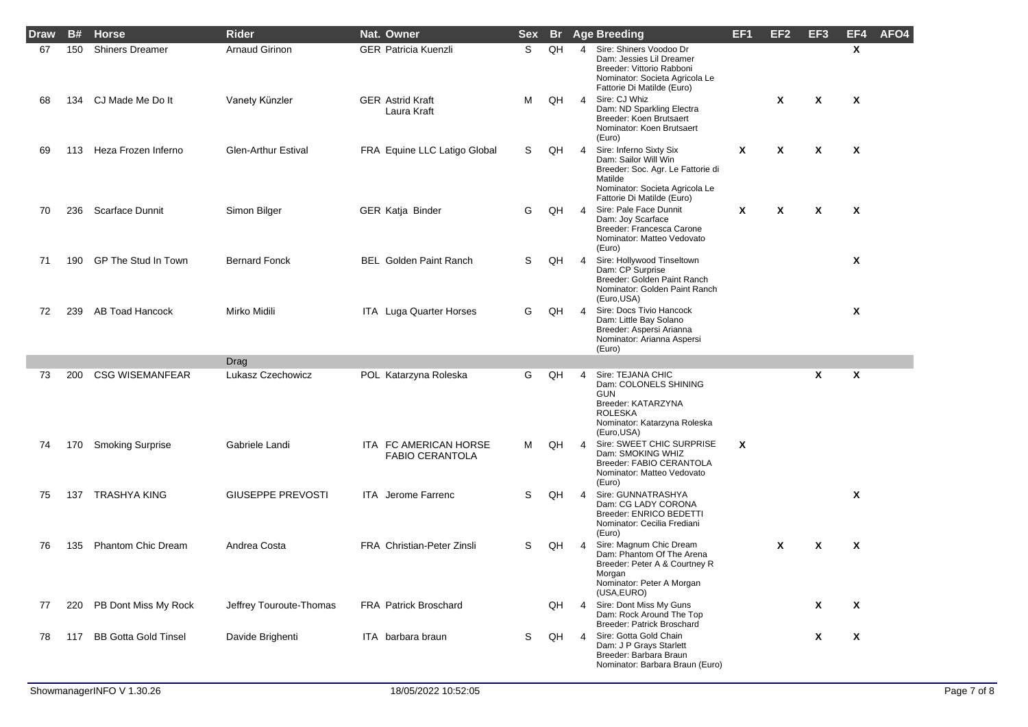| Draw | B# | Horse | Rider | Nat. | Owner | Sex | Br | Age | Breeding | EF1 | EF2 | EF3 | EF4 | AFO4 |
|---|---|---|---|---|---|---|---|---|---|---|---|---|---|---|
| 67 | 150 | Shiners Dreamer | Arnaud Girinon | GER | Patricia Kuenzli | S | QH | 4 | Sire: Shiners Voodoo Dr<br>Dam: Jessies Lil Dreamer<br>Breeder: Vittorio Rabboni<br>Nominator: Societa Agricola Le Fattorie Di Matilde (Euro) | | | | X | |
| 68 | 134 | CJ Made Me Do It | Vanety Künzler | GER | Astrid Kraft<br>Laura Kraft | M | QH | 4 | Sire: CJ Whiz<br>Dam: ND Sparkling Electra<br>Breeder: Koen Brutsaert<br>Nominator: Koen Brutsaert (Euro) | | X | X | X | |
| 69 | 113 | Heza Frozen Inferno | Glen-Arthur Estival | FRA | Equine LLC Latigo Global | S | QH | 4 | Sire: Inferno Sixty Six<br>Dam: Sailor Will Win<br>Breeder: Soc. Agr. Le Fattorie di Matilde<br>Nominator: Societa Agricola Le Fattorie Di Matilde (Euro) | X | X | X | X | |
| 70 | 236 | Scarface Dunnit | Simon Bilger | GER | Katja Binder | G | QH | 4 | Sire: Pale Face Dunnit<br>Dam: Joy Scarface<br>Breeder: Francesca Carone<br>Nominator: Matteo Vedovato (Euro) | X | X | X | X | |
| 71 | 190 | GP The Stud In Town | Bernard Fonck | BEL | Golden Paint Ranch | S | QH | 4 | Sire: Hollywood Tinseltown<br>Dam: CP Surprise<br>Breeder: Golden Paint Ranch<br>Nominator: Golden Paint Ranch (Euro,USA) | | | | X | |
| 72 | 239 | AB Toad Hancock | Mirko Midili | ITA | Luga Quarter Horses | G | QH | 4 | Sire: Docs Tivio Hancock<br>Dam: Little Bay Solano<br>Breeder: Aspersi Arianna<br>Nominator: Arianna Aspersi (Euro) | | | | X | |
| | | | Drag | | | | | | | | | | | |
| 73 | 200 | CSG WISEMANFEAR | Lukasz Czechowicz | POL | Katarzyna Roleska | G | QH | 4 | Sire: TEJANA CHIC<br>Dam: COLONELS SHINING GUN<br>Breeder: KATARZYNA ROLESKA<br>Nominator: Katarzyna Roleska (Euro,USA) | | | X | X | |
| 74 | 170 | Smoking Surprise | Gabriele Landi | ITA | FC AMERICAN HORSE FABIO CERANTOLA | M | QH | 4 | Sire: SWEET CHIC SURPRISE<br>Dam: SMOKING WHIZ<br>Breeder: FABIO CERANTOLA<br>Nominator: Matteo Vedovato (Euro) | X | | | | |
| 75 | 137 | TRASHYA KING | GIUSEPPE PREVOSTI | ITA | Jerome Farrenc | S | QH | 4 | Sire: GUNNATRASHYA<br>Dam: CG LADY CORONA<br>Breeder: ENRICO BEDETTI<br>Nominator: Cecilia Frediani (Euro) | | | | X | |
| 76 | 135 | Phantom Chic Dream | Andrea Costa | FRA | Christian-Peter Zinsli | S | QH | 4 | Sire: Magnum Chic Dream<br>Dam: Phantom Of The Arena<br>Breeder: Peter A & Courtney R Morgan<br>Nominator: Peter A Morgan (USA,EURO) | | X | X | X | |
| 77 | 220 | PB Dont Miss My Rock | Jeffrey Touroute-Thomas | FRA | Patrick Broschard | | QH | 4 | Sire: Dont Miss My Guns<br>Dam: Rock Around The Top<br>Breeder: Patrick Broschard | | | X | X | |
| 78 | 117 | BB Gotta Gold Tinsel | Davide Brighenti | ITA | barbara braun | S | QH | 4 | Sire: Gotta Gold Chain<br>Dam: J P Grays Starlett<br>Breeder: Barbara Braun<br>Nominator: Barbara Braun (Euro) | | | X | X | |

ShowmanagerINFO V 1.30.26 18/05/2022 10:52:05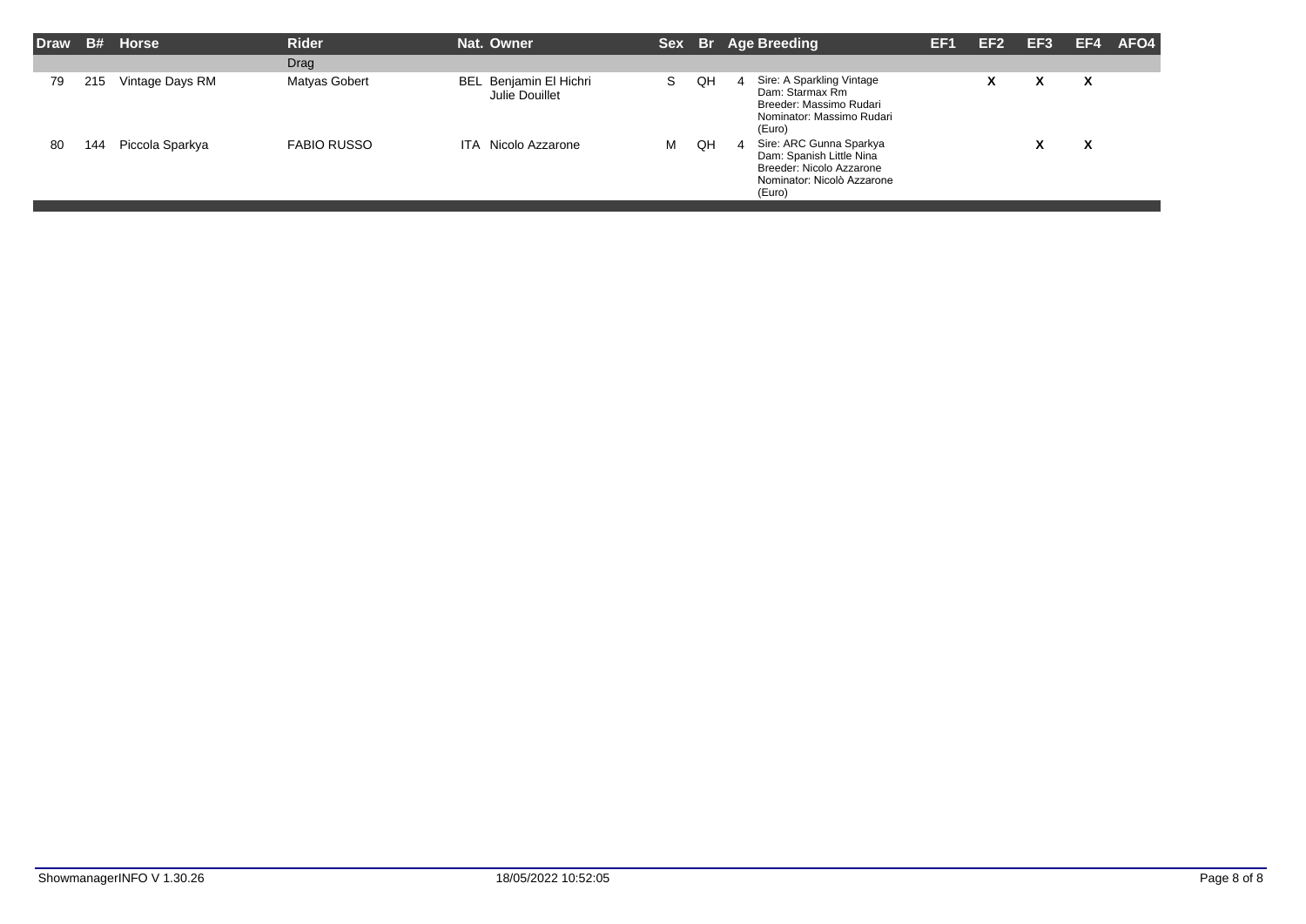| Draw | B# | Horse | Rider | Nat. | Owner | Sex | Br | Age | Breeding | EF1 | EF2 | EF3 | EF4 | AFO4 |
|---|---|---|---|---|---|---|---|---|---|---|---|---|---|---|
| | | | Drag | | | | | | | | | | | |
| 79 | 215 | Vintage Days RM | Matyas Gobert | BEL | Benjamin El Hichri Julie Douillet | S | QH | 4 | Sire: A Sparkling Vintage Dam: Starmax Rm Breeder: Massimo Rudari Nominator: Massimo Rudari (Euro) | | X | X | X | |
| 80 | 144 | Piccola Sparkya | FABIO RUSSO | ITA | Nicolo Azzarone | M | QH | 4 | Sire: ARC Gunna Sparkya Dam: Spanish Little Nina Breeder: Nicolo Azzarone Nominator: Nicolò Azzarone (Euro) | | | X | X | |

ShowmanagerINFO V 1.30.26 18/05/2022 10:52:05